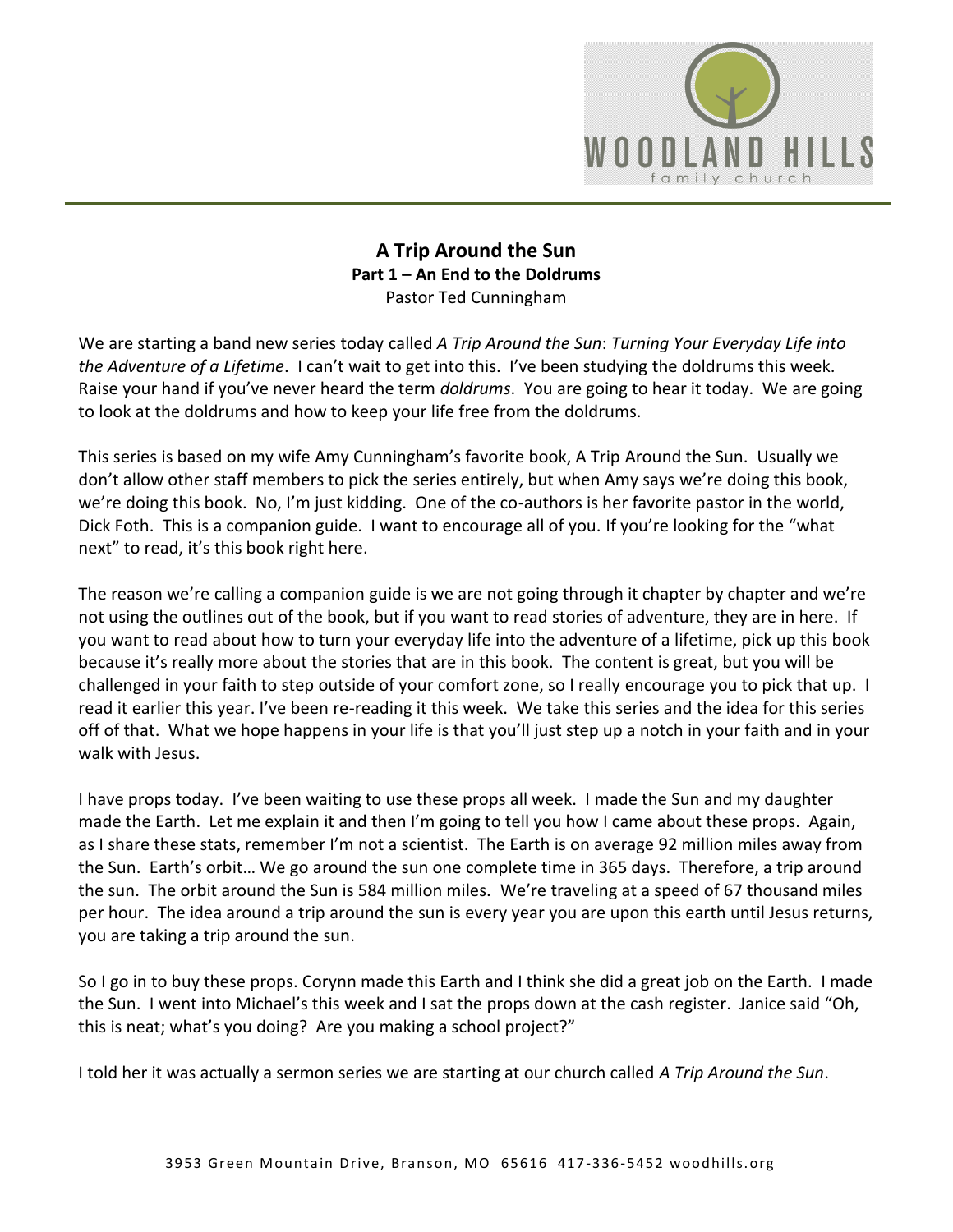# A Trip Around the Sun

**Part 1 – An End to the Doldrums**

Pastor Ted Cunningham

We are starting a band new series today called *A Trip Around the Sun*: *Turning Your Everyday Life into the Adventure of a Lifetime*. I can't wait to get into this. I've been studying the doldrums this week. Raise your hand if you've never heard the term *doldrums*. You are going to hear it today. We are going to look at the doldrums and how to keep your life free from the doldrums.

This series is based on my wife Amy Cunningham's favorite book, A Trip Around the Sun. Usually we don't allow other staff members to pick the series entirely, but when Amy says we're doing this book, we're doing this book. No, I'm just kidding. One of the co-authors is her favorite pastor in the world, Dick Foth. This is a companion guide. I want to encourage all of you. If you're looking for the "what next" to read, it's this book right here.

The reason we're calling a companion guide is we are not going through it chapter by chapter and we're not using the outlines out of the book, but if you want to read stories of adventure, they are in here. If you want to read about how to turn your everyday life into the adventure of a lifetime, pick up this book because it's really more about the stories that are in this book. The content is great, but you will be challenged in your faith to step outside of your comfort zone, so I really encourage you to pick that up. I read it earlier this year. I've been re-reading it this week. We take this series and the idea for this series off of that. What we hope happens in your life is that you'll just step up a notch in your faith and in your walk with Jesus.

I have props today. I've been waiting to use these props all week. I made the Sun and my daughter made the Earth. Let me explain it and then I'm going to tell you how I came about these props. Again, as I share these stats, remember I'm not a scientist. The Earth is on average 92 million miles away from the Sun. Earth's orbit… We go around the sun one complete time in 365 days. Therefore, a trip around the sun. The orbit around the Sun is 584 million miles. We're traveling at a speed of 67 thousand miles per hour. The idea around a trip around the sun is every year you are upon this earth until Jesus returns, you are taking a trip around the sun.

So I go in to buy these props. Corynn made this Earth and I think she did a great job on the Earth. I made the Sun. I went into Michael's this week and I sat the props down at the cash register. Janice said "Oh, this is neat; what's you doing? Are you making a school project?"

I told her it was actually a sermon series we are starting at our church called *A Trip Around the Sun*.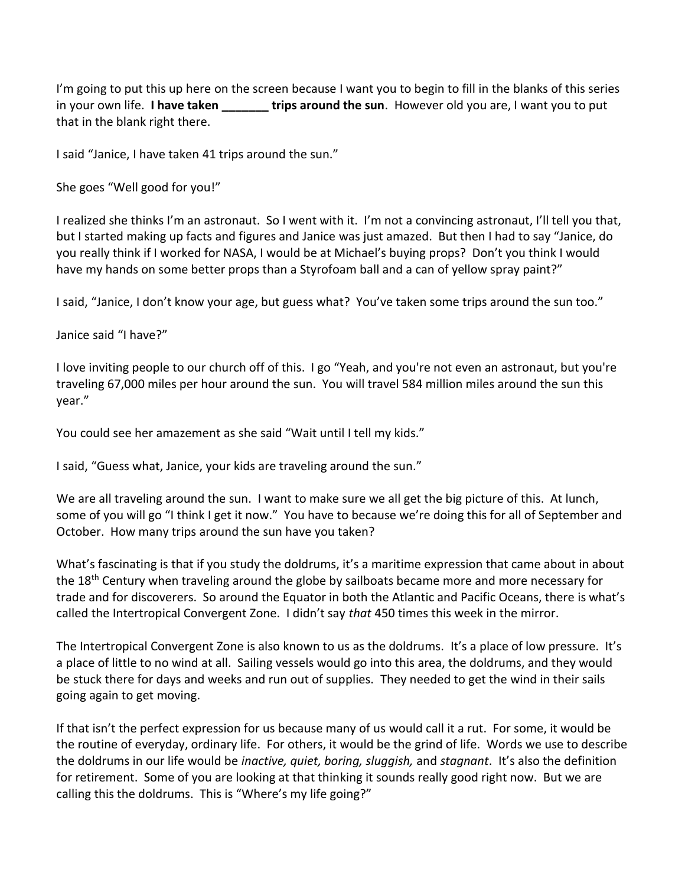I'm going to put this up here on the screen because I want you to begin to fill in the blanks of this series in your own life. **I have taken _______ trips around the sun**. However old you are, I want you to put that in the blank right there.

I said "Janice, I have taken 41 trips around the sun."

She goes "Well good for you!"

I realized she thinks I'm an astronaut. So I went with it. I'm not a convincing astronaut, I'll tell you that, but I started making up facts and figures and Janice was just amazed. But then I had to say "Janice, do you really think if I worked for NASA, I would be at Michael's buying props? Don't you think I would have my hands on some better props than a Styrofoam ball and a can of yellow spray paint?"

I said, "Janice, I don't know your age, but guess what? You've taken some trips around the sun too."

Janice said "I have?"

I love inviting people to our church off of this. I go "Yeah, and you're not even an astronaut, but you're traveling 67,000 miles per hour around the sun. You will travel 584 million miles around the sun this year."

You could see her amazement as she said "Wait until I tell my kids."

I said, "Guess what, Janice, your kids are traveling around the sun."

We are all traveling around the sun. I want to make sure we all get the big picture of this. At lunch, some of you will go "I think I get it now." You have to because we're doing this for all of September and October. How many trips around the sun have you taken?

What's fascinating is that if you study the doldrums, it's a maritime expression that came about in about the 18th Century when traveling around the globe by sailboats became more and more necessary for trade and for discoverers. So around the Equator in both the Atlantic and Pacific Oceans, there is what's called the Intertropical Convergent Zone. I didn't say *that* 450 times this week in the mirror.

The Intertropical Convergent Zone is also known to us as the doldrums. It's a place of low pressure. It's a place of little to no wind at all. Sailing vessels would go into this area, the doldrums, and they would be stuck there for days and weeks and run out of supplies. They needed to get the wind in their sails going again to get moving.

If that isn't the perfect expression for us because many of us would call it a rut. For some, it would be the routine of everyday, ordinary life. For others, it would be the grind of life. Words we use to describe the doldrums in our life would be *inactive, quiet, boring, sluggish,* and *stagnant*. It's also the definition for retirement. Some of you are looking at that thinking it sounds really good right now. But we are calling this the doldrums. This is "Where's my life going?"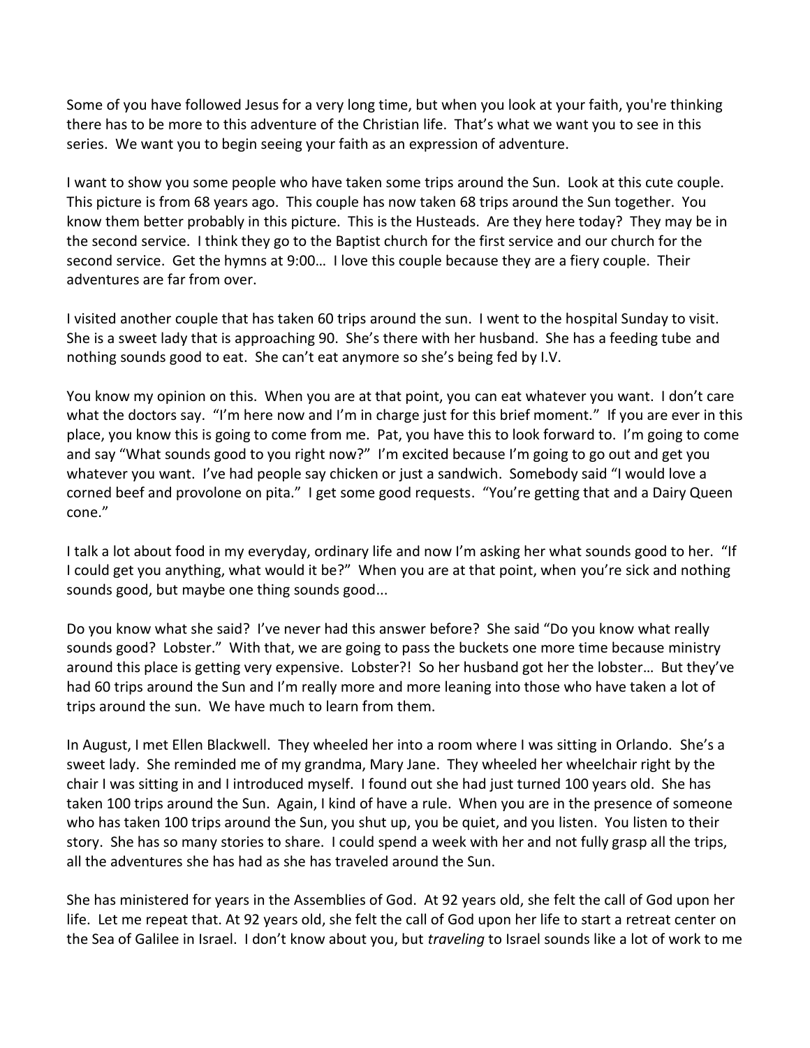Some of you have followed Jesus for a very long time, but when you look at your faith, you're thinking there has to be more to this adventure of the Christian life. That's what we want you to see in this series. We want you to begin seeing your faith as an expression of adventure.

I want to show you some people who have taken some trips around the Sun. Look at this cute couple. This picture is from 68 years ago. This couple has now taken 68 trips around the Sun together. You know them better probably in this picture. This is the Husteads. Are they here today? They may be in the second service. I think they go to the Baptist church for the first service and our church for the second service. Get the hymns at 9:00… I love this couple because they are a fiery couple. Their adventures are far from over.

I visited another couple that has taken 60 trips around the sun. I went to the hospital Sunday to visit. She is a sweet lady that is approaching 90. She's there with her husband. She has a feeding tube and nothing sounds good to eat. She can't eat anymore so she's being fed by I.V.

You know my opinion on this. When you are at that point, you can eat whatever you want. I don't care what the doctors say. "I'm here now and I'm in charge just for this brief moment." If you are ever in this place, you know this is going to come from me. Pat, you have this to look forward to. I'm going to come and say "What sounds good to you right now?" I'm excited because I'm going to go out and get you whatever you want. I've had people say chicken or just a sandwich. Somebody said "I would love a corned beef and provolone on pita." I get some good requests. "You're getting that and a Dairy Queen cone."

I talk a lot about food in my everyday, ordinary life and now I'm asking her what sounds good to her. "If I could get you anything, what would it be?" When you are at that point, when you're sick and nothing sounds good, but maybe one thing sounds good...

Do you know what she said? I've never had this answer before? She said "Do you know what really sounds good? Lobster." With that, we are going to pass the buckets one more time because ministry around this place is getting very expensive. Lobster?! So her husband got her the lobster… But they've had 60 trips around the Sun and I'm really more and more leaning into those who have taken a lot of trips around the sun. We have much to learn from them.

In August, I met Ellen Blackwell. They wheeled her into a room where I was sitting in Orlando. She's a sweet lady. She reminded me of my grandma, Mary Jane. They wheeled her wheelchair right by the chair I was sitting in and I introduced myself. I found out she had just turned 100 years old. She has taken 100 trips around the Sun. Again, I kind of have a rule. When you are in the presence of someone who has taken 100 trips around the Sun, you shut up, you be quiet, and you listen. You listen to their story. She has so many stories to share. I could spend a week with her and not fully grasp all the trips, all the adventures she has had as she has traveled around the Sun.

She has ministered for years in the Assemblies of God. At 92 years old, she felt the call of God upon her life. Let me repeat that. At 92 years old, she felt the call of God upon her life to start a retreat center on the Sea of Galilee in Israel. I don't know about you, but *traveling* to Israel sounds like a lot of work to me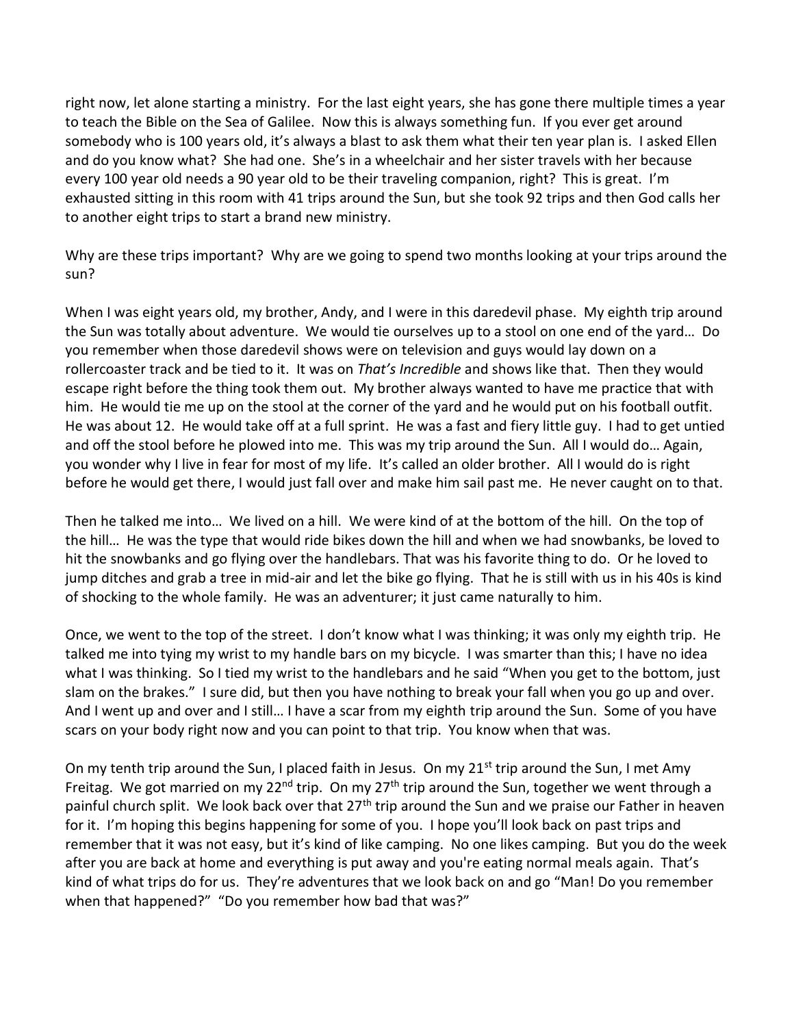right now, let alone starting a ministry. For the last eight years, she has gone there multiple times a year to teach the Bible on the Sea of Galilee. Now this is always something fun. If you ever get around somebody who is 100 years old, it's always a blast to ask them what their ten year plan is. I asked Ellen and do you know what? She had one. She's in a wheelchair and her sister travels with her because every 100 year old needs a 90 year old to be their traveling companion, right? This is great. I'm exhausted sitting in this room with 41 trips around the Sun, but she took 92 trips and then God calls her to another eight trips to start a brand new ministry.

Why are these trips important? Why are we going to spend two months looking at your trips around the sun?

When I was eight years old, my brother, Andy, and I were in this daredevil phase. My eighth trip around the Sun was totally about adventure. We would tie ourselves up to a stool on one end of the yard… Do you remember when those daredevil shows were on television and guys would lay down on a rollercoaster track and be tied to it. It was on *That's Incredible* and shows like that. Then they would escape right before the thing took them out. My brother always wanted to have me practice that with him. He would tie me up on the stool at the corner of the yard and he would put on his football outfit. He was about 12. He would take off at a full sprint. He was a fast and fiery little guy. I had to get untied and off the stool before he plowed into me. This was my trip around the Sun. All I would do… Again, you wonder why I live in fear for most of my life. It's called an older brother. All I would do is right before he would get there, I would just fall over and make him sail past me. He never caught on to that.

Then he talked me into… We lived on a hill. We were kind of at the bottom of the hill. On the top of the hill… He was the type that would ride bikes down the hill and when we had snowbanks, be loved to hit the snowbanks and go flying over the handlebars. That was his favorite thing to do. Or he loved to jump ditches and grab a tree in mid-air and let the bike go flying. That he is still with us in his 40s is kind of shocking to the whole family. He was an adventurer; it just came naturally to him.

Once, we went to the top of the street. I don't know what I was thinking; it was only my eighth trip. He talked me into tying my wrist to my handle bars on my bicycle. I was smarter than this; I have no idea what I was thinking. So I tied my wrist to the handlebars and he said "When you get to the bottom, just slam on the brakes." I sure did, but then you have nothing to break your fall when you go up and over. And I went up and over and I still… I have a scar from my eighth trip around the Sun. Some of you have scars on your body right now and you can point to that trip. You know when that was.

On my tenth trip around the Sun, I placed faith in Jesus. On my 21st trip around the Sun, I met Amy Freitag. We got married on my 22nd trip. On my 27th trip around the Sun, together we went through a painful church split. We look back over that 27th trip around the Sun and we praise our Father in heaven for it. I'm hoping this begins happening for some of you. I hope you'll look back on past trips and remember that it was not easy, but it's kind of like camping. No one likes camping. But you do the week after you are back at home and everything is put away and you're eating normal meals again. That's kind of what trips do for us. They're adventures that we look back on and go "Man! Do you remember when that happened?" "Do you remember how bad that was?"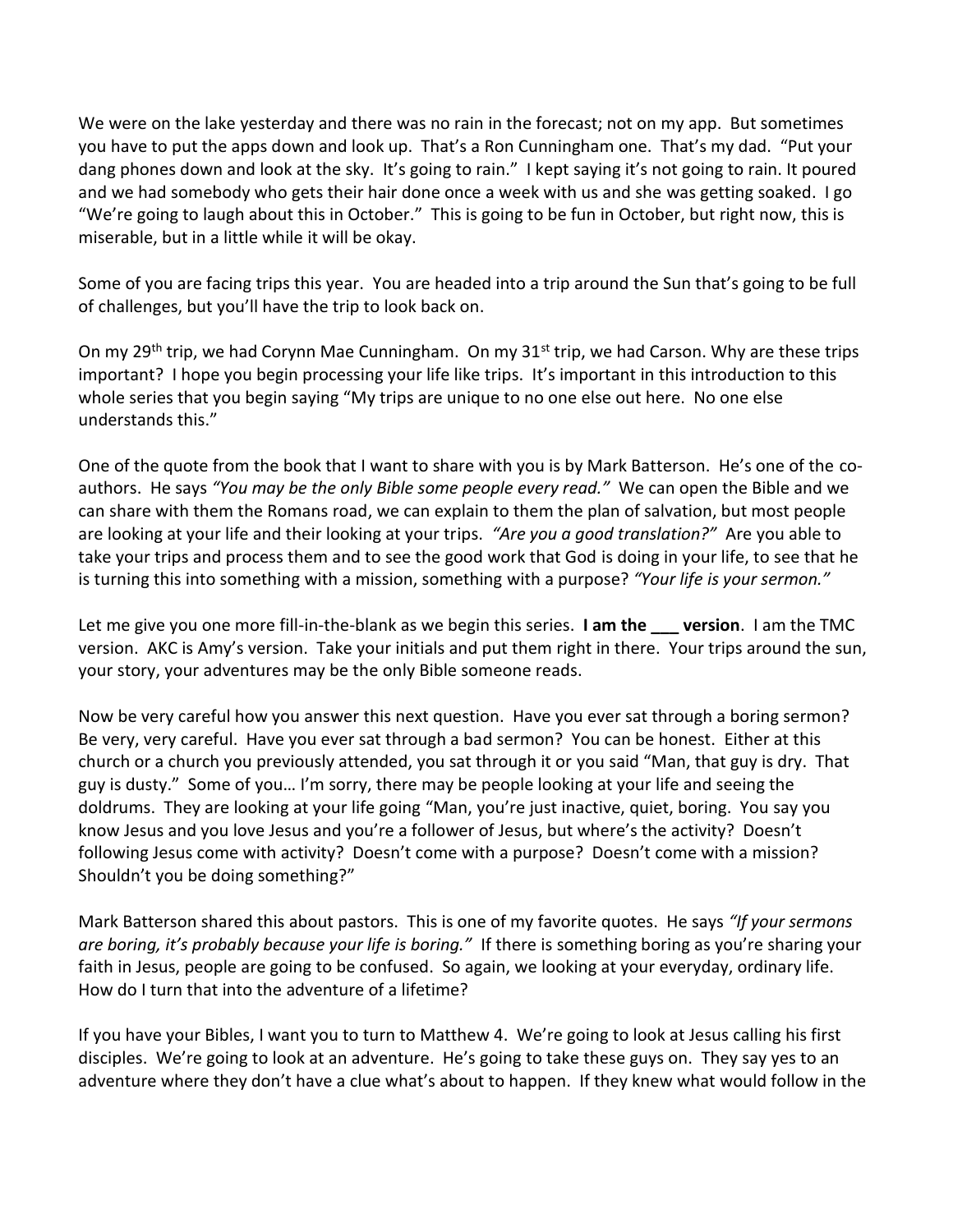We were on the lake yesterday and there was no rain in the forecast; not on my app. But sometimes you have to put the apps down and look up. That's a Ron Cunningham one. That's my dad. "Put your dang phones down and look at the sky. It's going to rain." I kept saying it's not going to rain. It poured and we had somebody who gets their hair done once a week with us and she was getting soaked. I go "We're going to laugh about this in October." This is going to be fun in October, but right now, this is miserable, but in a little while it will be okay.

Some of you are facing trips this year. You are headed into a trip around the Sun that's going to be full of challenges, but you'll have the trip to look back on.

On my 29th trip, we had Corynn Mae Cunningham. On my 31st trip, we had Carson. Why are these trips important? I hope you begin processing your life like trips. It's important in this introduction to this whole series that you begin saying "My trips are unique to no one else out here. No one else understands this."

One of the quote from the book that I want to share with you is by Mark Batterson. He's one of the co-authors. He says *"You may be the only Bible some people every read."* We can open the Bible and we can share with them the Romans road, we can explain to them the plan of salvation, but most people are looking at your life and their looking at your trips. *"Are you a good translation?"* Are you able to take your trips and process them and to see the good work that God is doing in your life, to see that he is turning this into something with a mission, something with a purpose? *"Your life is your sermon."*

Let me give you one more fill-in-the-blank as we begin this series. **I am the ___ version**. I am the TMC version. AKC is Amy's version. Take your initials and put them right in there. Your trips around the sun, your story, your adventures may be the only Bible someone reads.

Now be very careful how you answer this next question. Have you ever sat through a boring sermon? Be very, very careful. Have you ever sat through a bad sermon? You can be honest. Either at this church or a church you previously attended, you sat through it or you said "Man, that guy is dry. That guy is dusty." Some of you… I'm sorry, there may be people looking at your life and seeing the doldrums. They are looking at your life going "Man, you're just inactive, quiet, boring. You say you know Jesus and you love Jesus and you're a follower of Jesus, but where's the activity? Doesn't following Jesus come with activity? Doesn't come with a purpose? Doesn't come with a mission? Shouldn't you be doing something?"

Mark Batterson shared this about pastors. This is one of my favorite quotes. He says *"If your sermons are boring, it's probably because your life is boring."* If there is something boring as you're sharing your faith in Jesus, people are going to be confused. So again, we looking at your everyday, ordinary life. How do I turn that into the adventure of a lifetime?

If you have your Bibles, I want you to turn to Matthew 4. We're going to look at Jesus calling his first disciples. We're going to look at an adventure. He's going to take these guys on. They say yes to an adventure where they don't have a clue what's about to happen. If they knew what would follow in the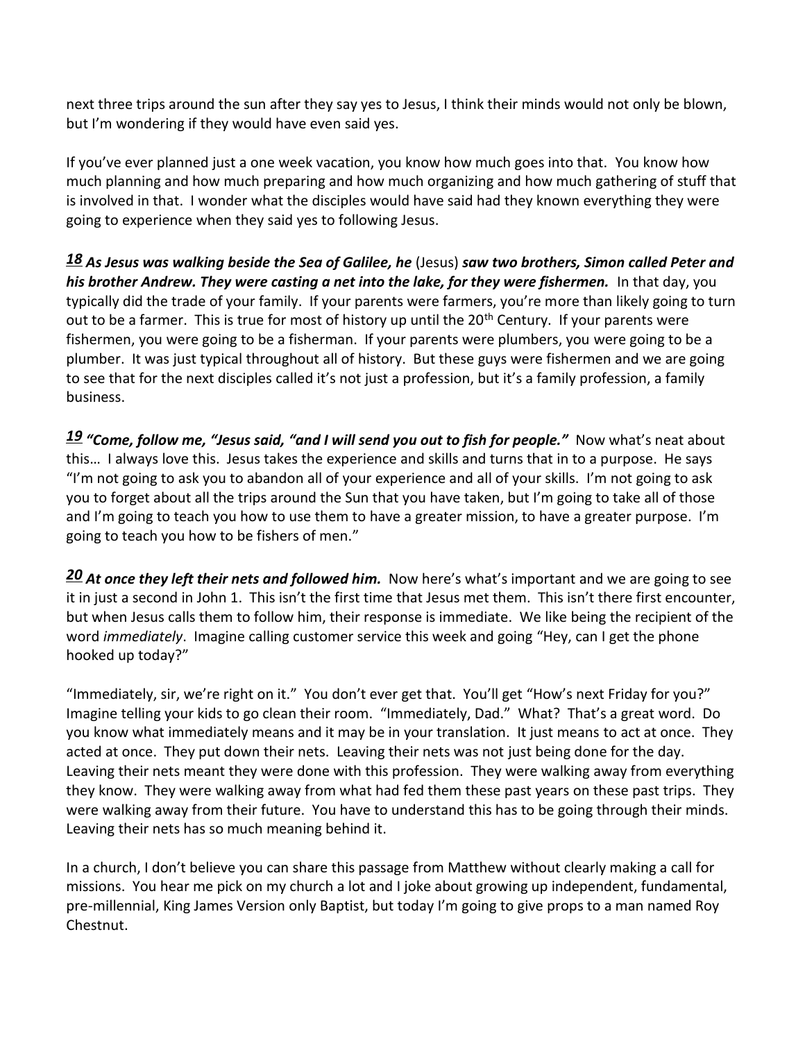next three trips around the sun after they say yes to Jesus, I think their minds would not only be blown, but I'm wondering if they would have even said yes.

If you've ever planned just a one week vacation, you know how much goes into that. You know how much planning and how much preparing and how much organizing and how much gathering of stuff that is involved in that. I wonder what the disciples would have said had they known everything they were going to experience when they said yes to following Jesus.

***18*** ***As Jesus was walking beside the Sea of Galilee, he*** (Jesus) ***saw two brothers, Simon called Peter and his brother Andrew. They were casting a net into the lake, for they were fishermen.*** In that day, you typically did the trade of your family. If your parents were farmers, you're more than likely going to turn out to be a farmer. This is true for most of history up until the 20th Century. If your parents were fishermen, you were going to be a fisherman. If your parents were plumbers, you were going to be a plumber. It was just typical throughout all of history. But these guys were fishermen and we are going to see that for the next disciples called it's not just a profession, but it's a family profession, a family business.

***19*** ***"Come, follow me, "Jesus said, "and I will send you out to fish for people."*** Now what's neat about this… I always love this. Jesus takes the experience and skills and turns that in to a purpose. He says "I'm not going to ask you to abandon all of your experience and all of your skills. I'm not going to ask you to forget about all the trips around the Sun that you have taken, but I'm going to take all of those and I'm going to teach you how to use them to have a greater mission, to have a greater purpose. I'm going to teach you how to be fishers of men."

***20*** ***At once they left their nets and followed him.*** Now here's what's important and we are going to see it in just a second in John 1. This isn't the first time that Jesus met them. This isn't there first encounter, but when Jesus calls them to follow him, their response is immediate. We like being the recipient of the word *immediately*. Imagine calling customer service this week and going "Hey, can I get the phone hooked up today?"

"Immediately, sir, we're right on it." You don't ever get that. You'll get "How's next Friday for you?" Imagine telling your kids to go clean their room. "Immediately, Dad." What? That's a great word. Do you know what immediately means and it may be in your translation. It just means to act at once. They acted at once. They put down their nets. Leaving their nets was not just being done for the day. Leaving their nets meant they were done with this profession. They were walking away from everything they know. They were walking away from what had fed them these past years on these past trips. They were walking away from their future. You have to understand this has to be going through their minds. Leaving their nets has so much meaning behind it.

In a church, I don't believe you can share this passage from Matthew without clearly making a call for missions. You hear me pick on my church a lot and I joke about growing up independent, fundamental, pre-millennial, King James Version only Baptist, but today I'm going to give props to a man named Roy Chestnut.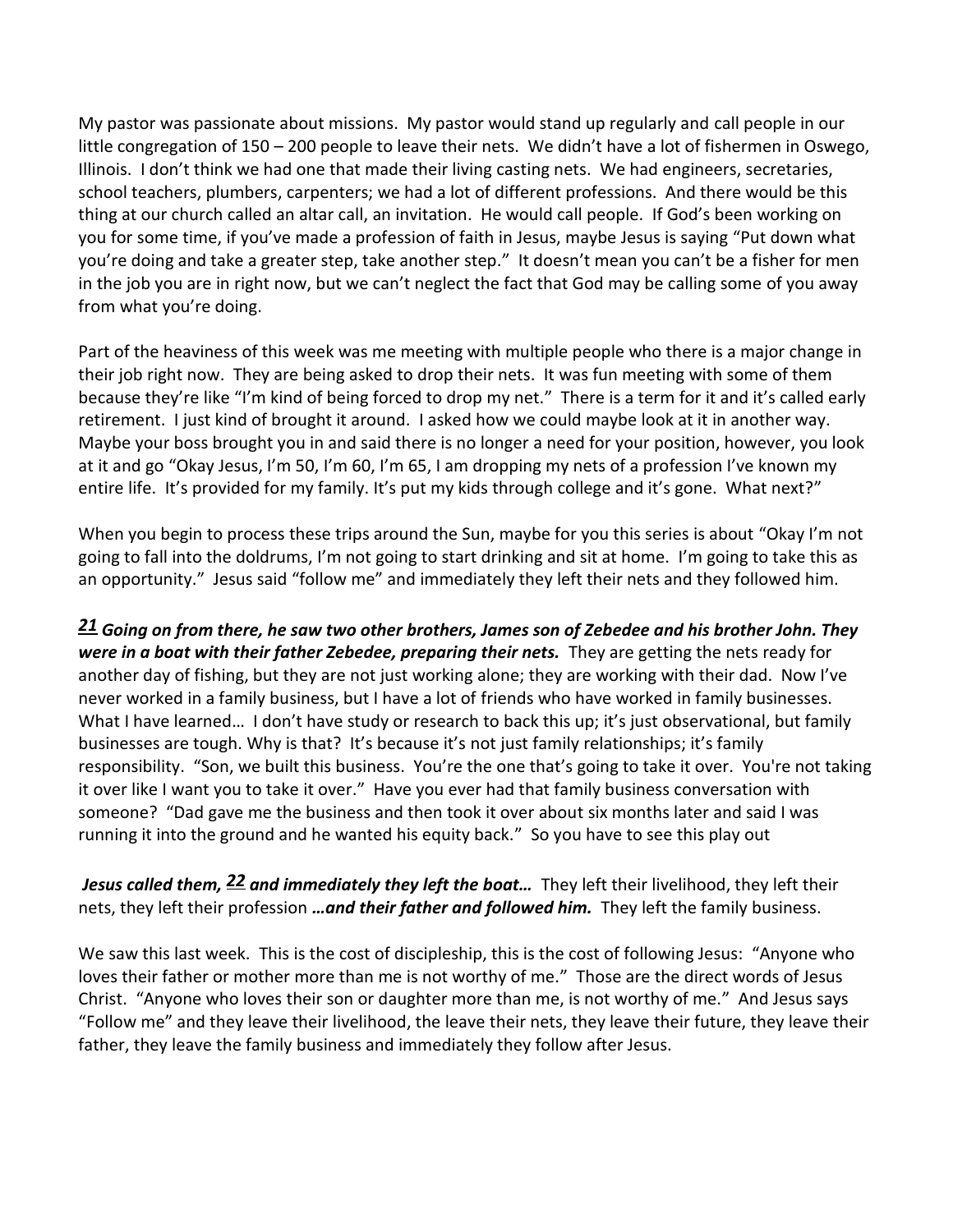My pastor was passionate about missions. My pastor would stand up regularly and call people in our little congregation of 150 – 200 people to leave their nets. We didn't have a lot of fishermen in Oswego, Illinois. I don't think we had one that made their living casting nets. We had engineers, secretaries, school teachers, plumbers, carpenters; we had a lot of different professions. And there would be this thing at our church called an altar call, an invitation. He would call people. If God's been working on you for some time, if you've made a profession of faith in Jesus, maybe Jesus is saying "Put down what you're doing and take a greater step, take another step." It doesn't mean you can't be a fisher for men in the job you are in right now, but we can't neglect the fact that God may be calling some of you away from what you're doing.

Part of the heaviness of this week was me meeting with multiple people who there is a major change in their job right now. They are being asked to drop their nets. It was fun meeting with some of them because they're like "I'm kind of being forced to drop my net." There is a term for it and it's called early retirement. I just kind of brought it around. I asked how we could maybe look at it in another way. Maybe your boss brought you in and said there is no longer a need for your position, however, you look at it and go "Okay Jesus, I'm 50, I'm 60, I'm 65, I am dropping my nets of a profession I've known my entire life. It's provided for my family. It's put my kids through college and it's gone. What next?"

When you begin to process these trips around the Sun, maybe for you this series is about "Okay I'm not going to fall into the doldrums, I'm not going to start drinking and sit at home. I'm going to take this as an opportunity." Jesus said "follow me" and immediately they left their nets and they followed him.

***21*** ***Going on from there, he saw two other brothers, James son of Zebedee and his brother John. They were in a boat with their father Zebedee, preparing their nets.*** They are getting the nets ready for another day of fishing, but they are not just working alone; they are working with their dad. Now I've never worked in a family business, but I have a lot of friends who have worked in family businesses. What I have learned… I don't have study or research to back this up; it's just observational, but family businesses are tough. Why is that? It's because it's not just family relationships; it's family responsibility. "Son, we built this business. You're the one that's going to take it over. You're not taking it over like I want you to take it over." Have you ever had that family business conversation with someone? "Dad gave me the business and then took it over about six months later and said I was running it into the ground and he wanted his equity back." So you have to see this play out

***Jesus called them,*** ***22*** ***and immediately they left the boat…*** They left their livelihood, they left their nets, they left their profession ***…and their father and followed him.*** They left the family business.

We saw this last week. This is the cost of discipleship, this is the cost of following Jesus: "Anyone who loves their father or mother more than me is not worthy of me." Those are the direct words of Jesus Christ. "Anyone who loves their son or daughter more than me, is not worthy of me." And Jesus says "Follow me" and they leave their livelihood, the leave their nets, they leave their future, they leave their father, they leave the family business and immediately they follow after Jesus.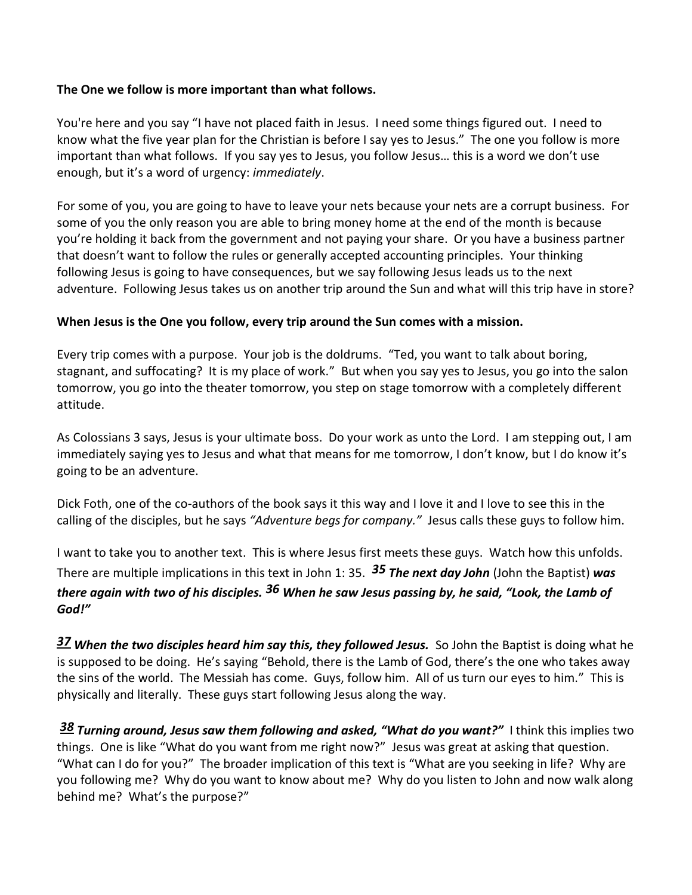**The One we follow is more important than what follows.**

You're here and you say "I have not placed faith in Jesus. I need some things figured out. I need to know what the five year plan for the Christian is before I say yes to Jesus." The one you follow is more important than what follows. If you say yes to Jesus, you follow Jesus… this is a word we don't use enough, but it's a word of urgency: *immediately*.

For some of you, you are going to have to leave your nets because your nets are a corrupt business. For some of you the only reason you are able to bring money home at the end of the month is because you're holding it back from the government and not paying your share. Or you have a business partner that doesn't want to follow the rules or generally accepted accounting principles. Your thinking following Jesus is going to have consequences, but we say following Jesus leads us to the next adventure. Following Jesus takes us on another trip around the Sun and what will this trip have in store?

**When Jesus is the One you follow, every trip around the Sun comes with a mission.**

Every trip comes with a purpose. Your job is the doldrums. "Ted, you want to talk about boring, stagnant, and suffocating? It is my place of work." But when you say yes to Jesus, you go into the salon tomorrow, you go into the theater tomorrow, you step on stage tomorrow with a completely different attitude.

As Colossians 3 says, Jesus is your ultimate boss. Do your work as unto the Lord. I am stepping out, I am immediately saying yes to Jesus and what that means for me tomorrow, I don't know, but I do know it's going to be an adventure.

Dick Foth, one of the co-authors of the book says it this way and I love it and I love to see this in the calling of the disciples, but he says *"Adventure begs for company."* Jesus calls these guys to follow him.

I want to take you to another text. This is where Jesus first meets these guys. Watch how this unfolds. There are multiple implications in this text in John 1: 35. ***35 The next day John*** (John the Baptist) ***was there again with two of his disciples. 36 When he saw Jesus passing by, he said, "Look, the Lamb of God!"***

***37 When the two disciples heard him say this, they followed Jesus.*** So John the Baptist is doing what he is supposed to be doing. He's saying "Behold, there is the Lamb of God, there's the one who takes away the sins of the world. The Messiah has come. Guys, follow him. All of us turn our eyes to him." This is physically and literally. These guys start following Jesus along the way.

***38 Turning around, Jesus saw them following and asked, "What do you want?"*** I think this implies two things. One is like "What do you want from me right now?" Jesus was great at asking that question. "What can I do for you?" The broader implication of this text is "What are you seeking in life? Why are you following me? Why do you want to know about me? Why do you listen to John and now walk along behind me? What's the purpose?"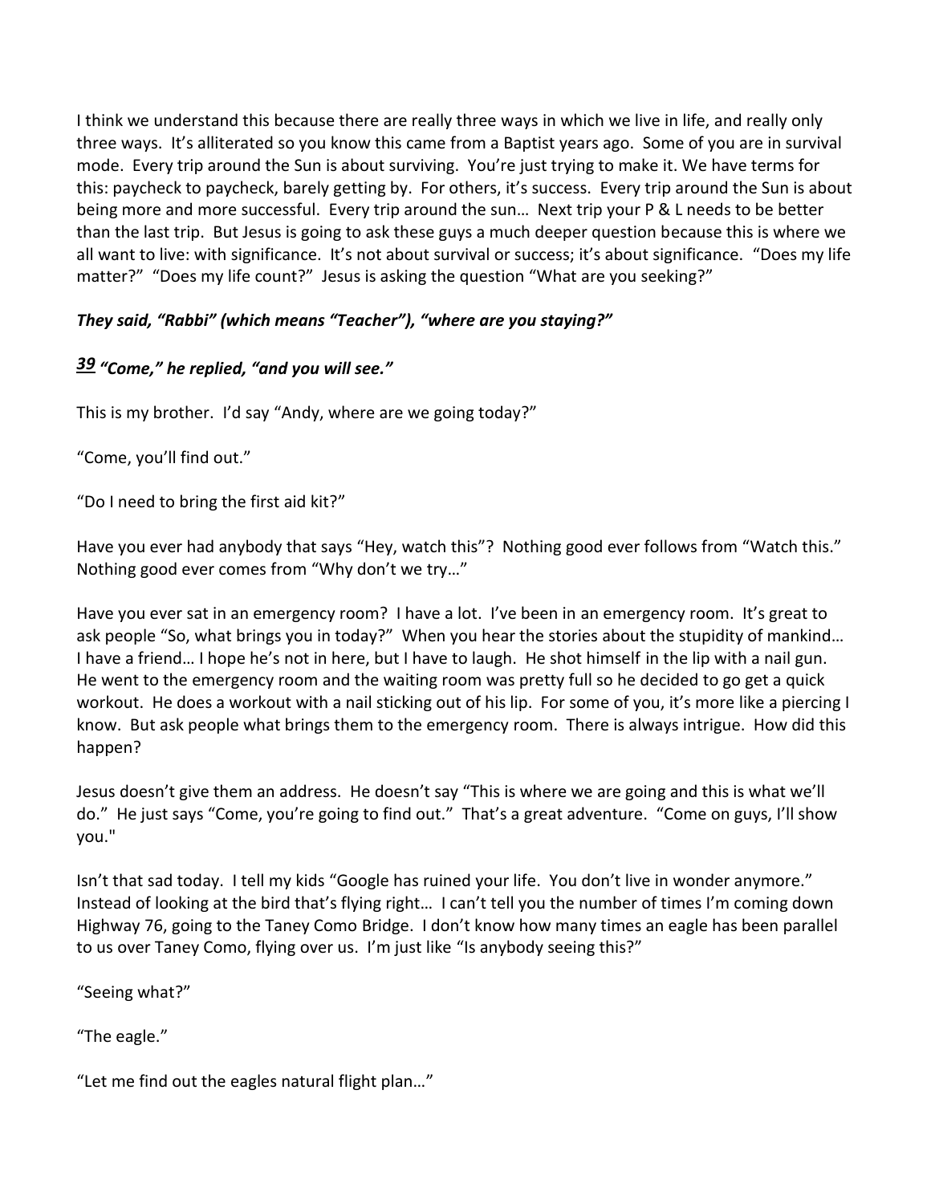I think we understand this because there are really three ways in which we live in life, and really only three ways. It's alliterated so you know this came from a Baptist years ago. Some of you are in survival mode. Every trip around the Sun is about surviving. You're just trying to make it. We have terms for this: paycheck to paycheck, barely getting by. For others, it's success. Every trip around the Sun is about being more and more successful. Every trip around the sun… Next trip your P & L needs to be better than the last trip. But Jesus is going to ask these guys a much deeper question because this is where we all want to live: with significance. It's not about survival or success; it's about significance. "Does my life matter?" "Does my life count?" Jesus is asking the question "What are you seeking?"

***They said, "Rabbi" (which means "Teacher"), "where are you staying?"***

***39 "Come," he replied, "and you will see."***

This is my brother. I'd say "Andy, where are we going today?"

"Come, you'll find out."

"Do I need to bring the first aid kit?"

Have you ever had anybody that says "Hey, watch this"? Nothing good ever follows from "Watch this." Nothing good ever comes from "Why don't we try…"

Have you ever sat in an emergency room? I have a lot. I've been in an emergency room. It's great to ask people "So, what brings you in today?" When you hear the stories about the stupidity of mankind… I have a friend… I hope he's not in here, but I have to laugh. He shot himself in the lip with a nail gun. He went to the emergency room and the waiting room was pretty full so he decided to go get a quick workout. He does a workout with a nail sticking out of his lip. For some of you, it's more like a piercing I know. But ask people what brings them to the emergency room. There is always intrigue. How did this happen?

Jesus doesn't give them an address. He doesn't say "This is where we are going and this is what we'll do." He just says "Come, you're going to find out." That's a great adventure. "Come on guys, I'll show you."

Isn't that sad today. I tell my kids "Google has ruined your life. You don't live in wonder anymore." Instead of looking at the bird that's flying right… I can't tell you the number of times I'm coming down Highway 76, going to the Taney Como Bridge. I don't know how many times an eagle has been parallel to us over Taney Como, flying over us. I'm just like "Is anybody seeing this?"

"Seeing what?"

"The eagle."

"Let me find out the eagles natural flight plan…"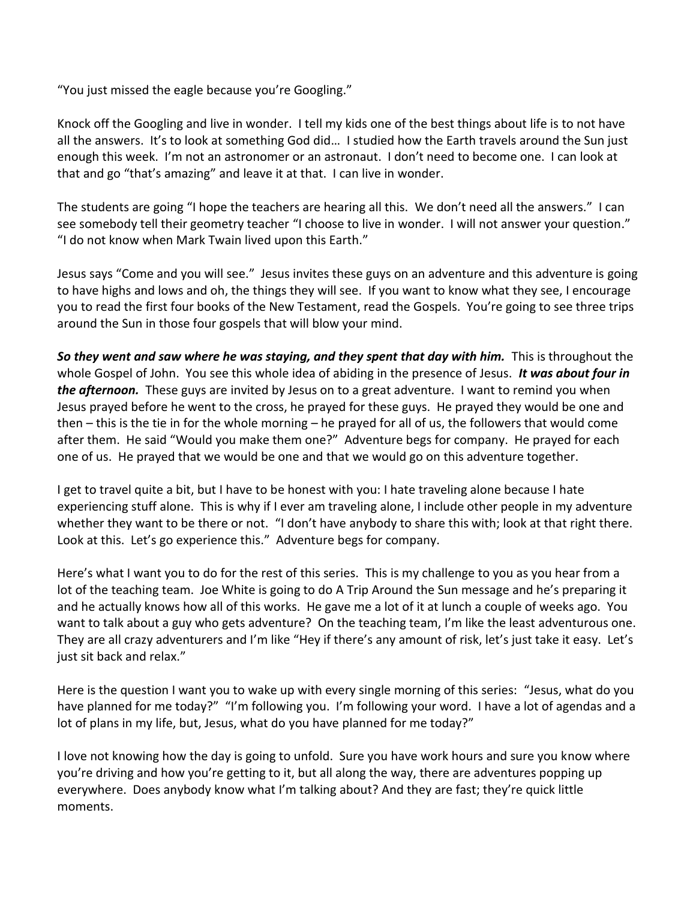"You just missed the eagle because you're Googling."

Knock off the Googling and live in wonder. I tell my kids one of the best things about life is to not have all the answers. It's to look at something God did… I studied how the Earth travels around the Sun just enough this week. I'm not an astronomer or an astronaut. I don't need to become one. I can look at that and go "that's amazing" and leave it at that. I can live in wonder.

The students are going "I hope the teachers are hearing all this. We don't need all the answers." I can see somebody tell their geometry teacher "I choose to live in wonder. I will not answer your question." "I do not know when Mark Twain lived upon this Earth."

Jesus says "Come and you will see." Jesus invites these guys on an adventure and this adventure is going to have highs and lows and oh, the things they will see. If you want to know what they see, I encourage you to read the first four books of the New Testament, read the Gospels. You're going to see three trips around the Sun in those four gospels that will blow your mind.

***So they went and saw where he was staying, and they spent that day with him.*** This is throughout the whole Gospel of John. You see this whole idea of abiding in the presence of Jesus. ***It was about four in the afternoon.*** These guys are invited by Jesus on to a great adventure. I want to remind you when Jesus prayed before he went to the cross, he prayed for these guys. He prayed they would be one and then – this is the tie in for the whole morning – he prayed for all of us, the followers that would come after them. He said "Would you make them one?" Adventure begs for company. He prayed for each one of us. He prayed that we would be one and that we would go on this adventure together.

I get to travel quite a bit, but I have to be honest with you: I hate traveling alone because I hate experiencing stuff alone. This is why if I ever am traveling alone, I include other people in my adventure whether they want to be there or not. "I don't have anybody to share this with; look at that right there. Look at this. Let's go experience this." Adventure begs for company.

Here's what I want you to do for the rest of this series. This is my challenge to you as you hear from a lot of the teaching team. Joe White is going to do A Trip Around the Sun message and he's preparing it and he actually knows how all of this works. He gave me a lot of it at lunch a couple of weeks ago. You want to talk about a guy who gets adventure? On the teaching team, I'm like the least adventurous one. They are all crazy adventurers and I'm like "Hey if there's any amount of risk, let's just take it easy. Let's just sit back and relax."

Here is the question I want you to wake up with every single morning of this series: "Jesus, what do you have planned for me today?" "I'm following you. I'm following your word. I have a lot of agendas and a lot of plans in my life, but, Jesus, what do you have planned for me today?"

I love not knowing how the day is going to unfold. Sure you have work hours and sure you know where you're driving and how you're getting to it, but all along the way, there are adventures popping up everywhere. Does anybody know what I'm talking about? And they are fast; they're quick little moments.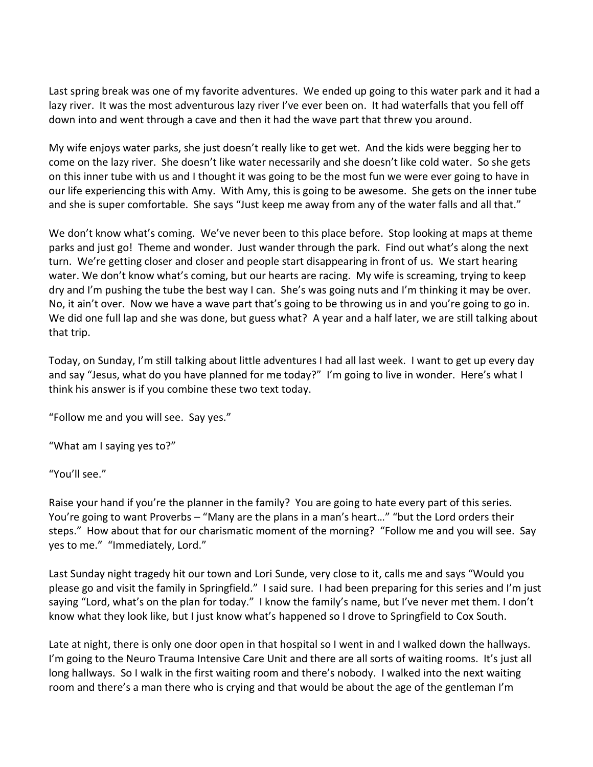Last spring break was one of my favorite adventures. We ended up going to this water park and it had a lazy river. It was the most adventurous lazy river I've ever been on. It had waterfalls that you fell off down into and went through a cave and then it had the wave part that threw you around.

My wife enjoys water parks, she just doesn't really like to get wet. And the kids were begging her to come on the lazy river. She doesn't like water necessarily and she doesn't like cold water. So she gets on this inner tube with us and I thought it was going to be the most fun we were ever going to have in our life experiencing this with Amy. With Amy, this is going to be awesome. She gets on the inner tube and she is super comfortable. She says "Just keep me away from any of the water falls and all that."

We don't know what's coming. We've never been to this place before. Stop looking at maps at theme parks and just go! Theme and wonder. Just wander through the park. Find out what's along the next turn. We're getting closer and closer and people start disappearing in front of us. We start hearing water. We don't know what's coming, but our hearts are racing. My wife is screaming, trying to keep dry and I'm pushing the tube the best way I can. She's was going nuts and I'm thinking it may be over. No, it ain't over. Now we have a wave part that's going to be throwing us in and you're going to go in. We did one full lap and she was done, but guess what? A year and a half later, we are still talking about that trip.

Today, on Sunday, I'm still talking about little adventures I had all last week. I want to get up every day and say "Jesus, what do you have planned for me today?" I'm going to live in wonder. Here's what I think his answer is if you combine these two text today.

"Follow me and you will see. Say yes."

"What am I saying yes to?"

"You'll see."

Raise your hand if you're the planner in the family? You are going to hate every part of this series. You're going to want Proverbs – "Many are the plans in a man's heart…" "but the Lord orders their steps." How about that for our charismatic moment of the morning? "Follow me and you will see. Say yes to me." "Immediately, Lord."

Last Sunday night tragedy hit our town and Lori Sunde, very close to it, calls me and says "Would you please go and visit the family in Springfield." I said sure. I had been preparing for this series and I'm just saying "Lord, what's on the plan for today." I know the family's name, but I've never met them. I don't know what they look like, but I just know what's happened so I drove to Springfield to Cox South.

Late at night, there is only one door open in that hospital so I went in and I walked down the hallways. I'm going to the Neuro Trauma Intensive Care Unit and there are all sorts of waiting rooms. It's just all long hallways. So I walk in the first waiting room and there's nobody. I walked into the next waiting room and there's a man there who is crying and that would be about the age of the gentleman I'm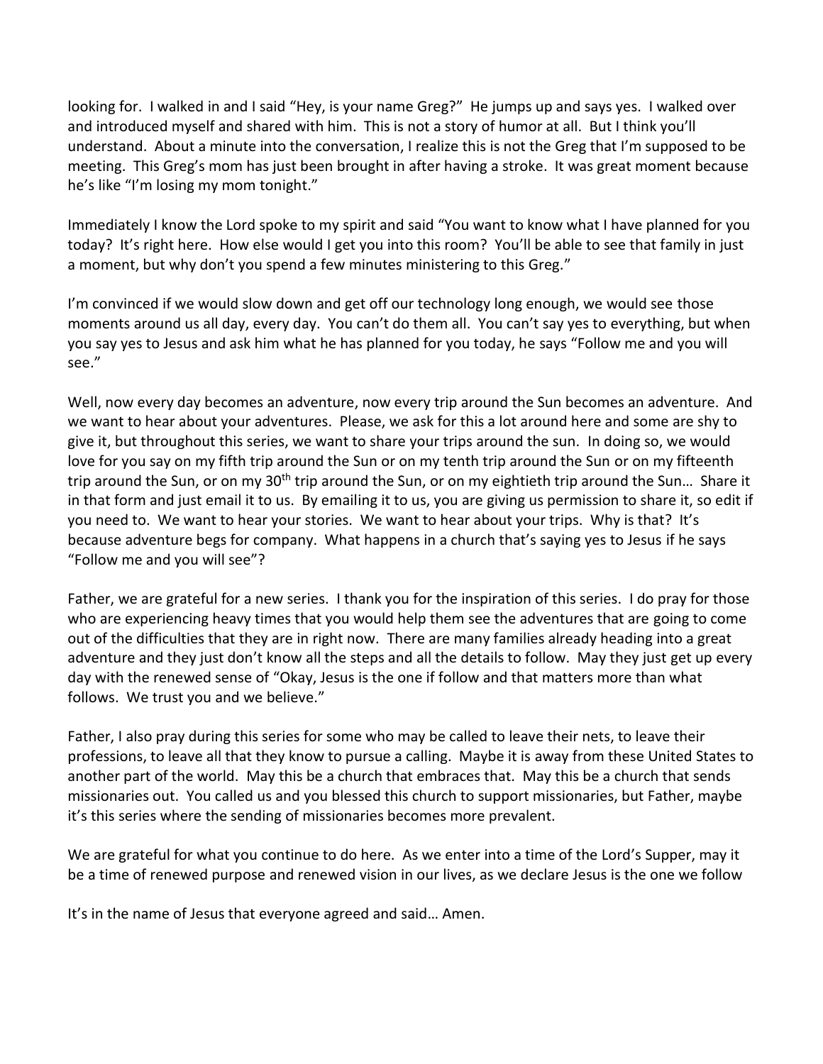looking for. I walked in and I said "Hey, is your name Greg?" He jumps up and says yes. I walked over and introduced myself and shared with him. This is not a story of humor at all. But I think you'll understand. About a minute into the conversation, I realize this is not the Greg that I'm supposed to be meeting. This Greg's mom has just been brought in after having a stroke. It was great moment because he's like "I'm losing my mom tonight."

Immediately I know the Lord spoke to my spirit and said "You want to know what I have planned for you today? It's right here. How else would I get you into this room? You'll be able to see that family in just a moment, but why don't you spend a few minutes ministering to this Greg."

I'm convinced if we would slow down and get off our technology long enough, we would see those moments around us all day, every day. You can't do them all. You can't say yes to everything, but when you say yes to Jesus and ask him what he has planned for you today, he says "Follow me and you will see."

Well, now every day becomes an adventure, now every trip around the Sun becomes an adventure. And we want to hear about your adventures. Please, we ask for this a lot around here and some are shy to give it, but throughout this series, we want to share your trips around the sun. In doing so, we would love for you say on my fifth trip around the Sun or on my tenth trip around the Sun or on my fifteenth trip around the Sun, or on my 30th trip around the Sun, or on my eightieth trip around the Sun… Share it in that form and just email it to us. By emailing it to us, you are giving us permission to share it, so edit if you need to. We want to hear your stories. We want to hear about your trips. Why is that? It's because adventure begs for company. What happens in a church that's saying yes to Jesus if he says "Follow me and you will see"?

Father, we are grateful for a new series. I thank you for the inspiration of this series. I do pray for those who are experiencing heavy times that you would help them see the adventures that are going to come out of the difficulties that they are in right now. There are many families already heading into a great adventure and they just don't know all the steps and all the details to follow. May they just get up every day with the renewed sense of "Okay, Jesus is the one if follow and that matters more than what follows. We trust you and we believe."

Father, I also pray during this series for some who may be called to leave their nets, to leave their professions, to leave all that they know to pursue a calling. Maybe it is away from these United States to another part of the world. May this be a church that embraces that. May this be a church that sends missionaries out. You called us and you blessed this church to support missionaries, but Father, maybe it's this series where the sending of missionaries becomes more prevalent.

We are grateful for what you continue to do here. As we enter into a time of the Lord's Supper, may it be a time of renewed purpose and renewed vision in our lives, as we declare Jesus is the one we follow

It's in the name of Jesus that everyone agreed and said… Amen.